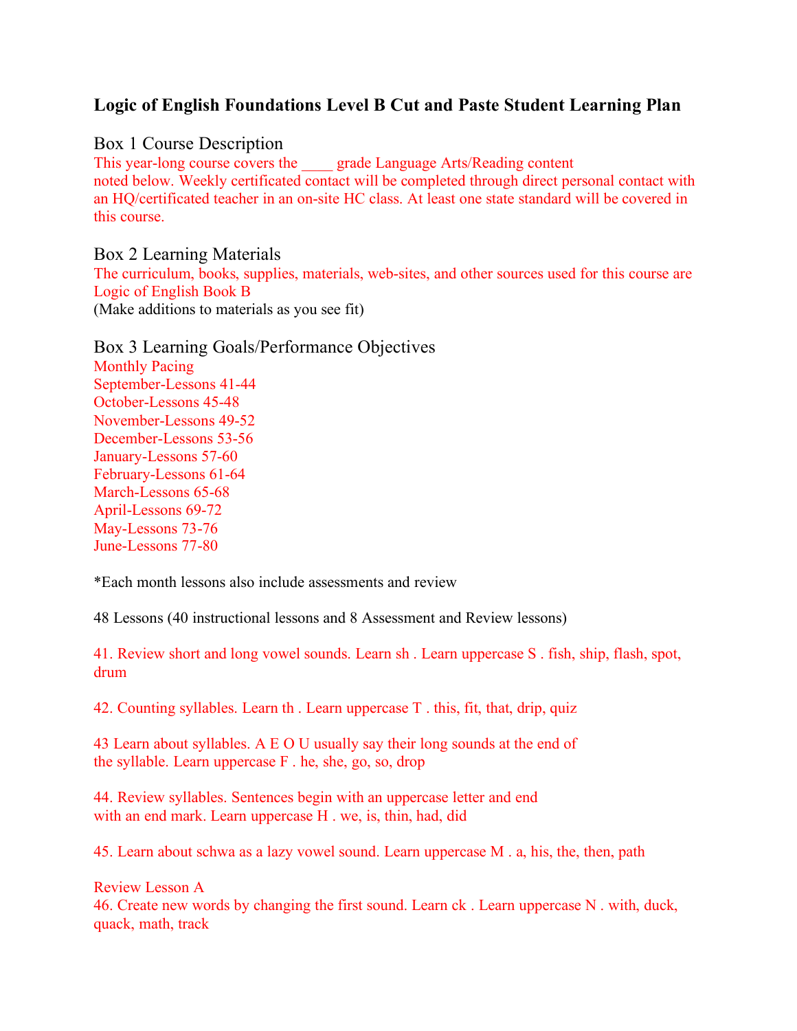# Logic of English Foundations Level B Cut and Paste Student Learning Plan

## Box 1 Course Description

This year-long course covers the ____ grade Language Arts/Reading content noted below. Weekly certificated contact will be completed through direct personal contact with an HQ/certificated teacher in an on-site HC class. At least one state standard will be covered in this course.

## Box 2 Learning Materials

The curriculum, books, supplies, materials, web-sites, and other sources used for this course are Logic of English Book B

(Make additions to materials as you see fit)

## Box 3 Learning Goals/Performance Objectives

Monthly Pacing
September-Lessons 41-44
October-Lessons 45-48
November-Lessons 49-52
December-Lessons 53-56
January-Lessons 57-60
February-Lessons 61-64
March-Lessons 65-68
April-Lessons 69-72
May-Lessons 73-76
June-Lessons 77-80

*Each month lessons also include assessments and review

48 Lessons (40 instructional lessons and 8 Assessment and Review lessons)

41. Review short and long vowel sounds. Learn sh . Learn uppercase S . fish, ship, flash, spot, drum

42. Counting syllables. Learn th . Learn uppercase T . this, fit, that, drip, quiz

43 Learn about syllables. A E O U usually say their long sounds at the end of the syllable. Learn uppercase F . he, she, go, so, drop

44. Review syllables. Sentences begin with an uppercase letter and end with an end mark. Learn uppercase H . we, is, thin, had, did

45. Learn about schwa as a lazy vowel sound. Learn uppercase M . a, his, the, then, path

Review Lesson A

46. Create new words by changing the first sound. Learn ck . Learn uppercase N . with, duck, quack, math, track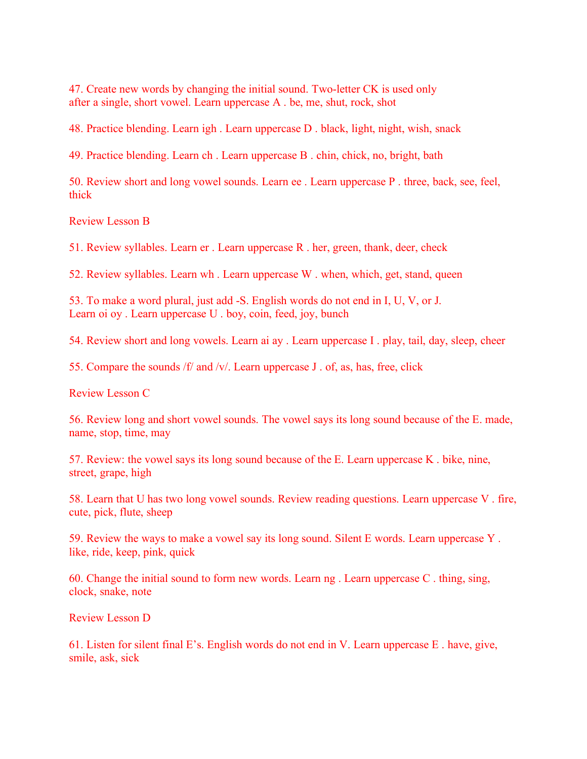47. Create new words by changing the initial sound. Two-letter CK is used only after a single, short vowel. Learn uppercase A . be, me, shut, rock, shot

48. Practice blending. Learn igh . Learn uppercase D . black, light, night, wish, snack

49. Practice blending. Learn ch . Learn uppercase B . chin, chick, no, bright, bath

50. Review short and long vowel sounds. Learn ee . Learn uppercase P . three, back, see, feel, thick

Review Lesson B

51. Review syllables. Learn er . Learn uppercase R . her, green, thank, deer, check

52. Review syllables. Learn wh . Learn uppercase W . when, which, get, stand, queen

53. To make a word plural, just add -S. English words do not end in I, U, V, or J. Learn oi oy . Learn uppercase U . boy, coin, feed, joy, bunch

54. Review short and long vowels. Learn ai ay . Learn uppercase I . play, tail, day, sleep, cheer

55. Compare the sounds /f/ and /v/. Learn uppercase J . of, as, has, free, click

Review Lesson C

56. Review long and short vowel sounds. The vowel says its long sound because of the E. made, name, stop, time, may

57. Review: the vowel says its long sound because of the E. Learn uppercase K . bike, nine, street, grape, high

58. Learn that U has two long vowel sounds. Review reading questions. Learn uppercase V . fire, cute, pick, flute, sheep

59. Review the ways to make a vowel say its long sound. Silent E words. Learn uppercase Y . like, ride, keep, pink, quick

60. Change the initial sound to form new words. Learn ng . Learn uppercase C . thing, sing, clock, snake, note

Review Lesson D

61. Listen for silent final E's. English words do not end in V. Learn uppercase E . have, give, smile, ask, sick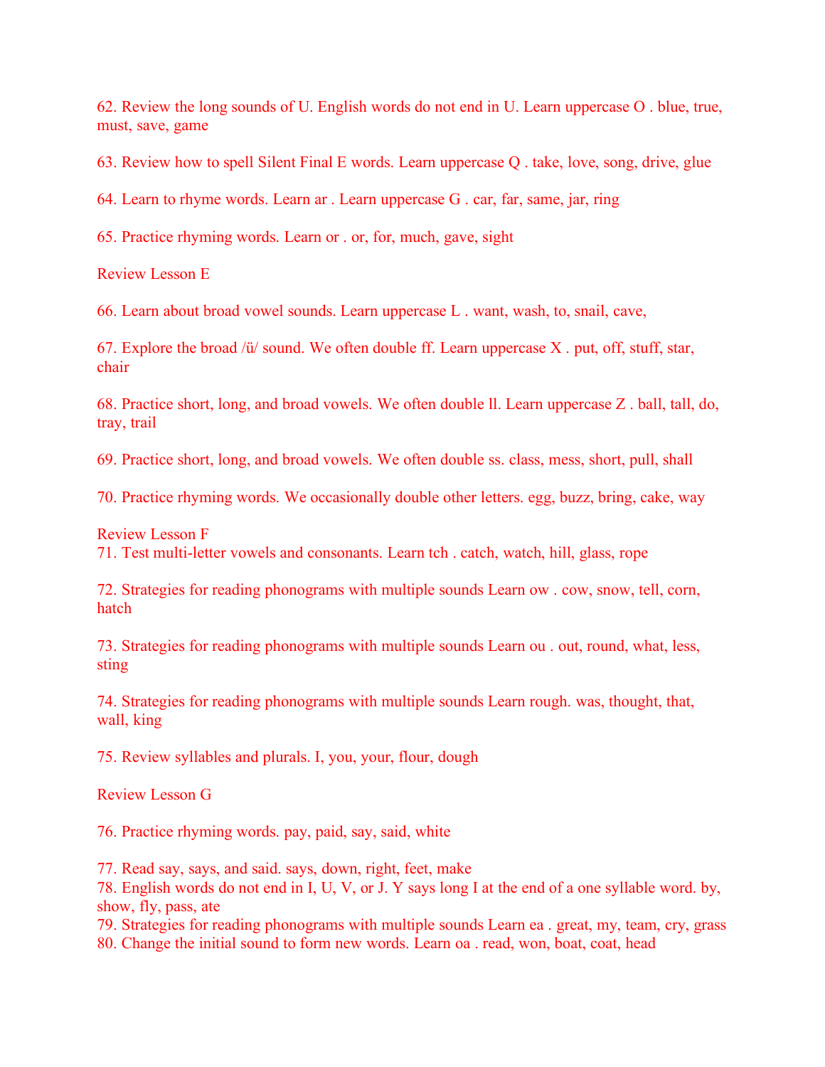62. Review the long sounds of U. English words do not end in U. Learn uppercase O . blue, true, must, save, game

63. Review how to spell Silent Final E words. Learn uppercase Q . take, love, song, drive, glue

64. Learn to rhyme words. Learn ar . Learn uppercase G . car, far, same, jar, ring

65. Practice rhyming words. Learn or . or, for, much, gave, sight

Review Lesson E

66. Learn about broad vowel sounds. Learn uppercase L . want, wash, to, snail, cave,

67. Explore the broad /ü/ sound. We often double ff. Learn uppercase X . put, off, stuff, star, chair

68. Practice short, long, and broad vowels. We often double ll. Learn uppercase Z . ball, tall, do, tray, trail

69. Practice short, long, and broad vowels. We often double ss. class, mess, short, pull, shall

70. Practice rhyming words. We occasionally double other letters. egg, buzz, bring, cake, way

Review Lesson F

71. Test multi-letter vowels and consonants. Learn tch . catch, watch, hill, glass, rope

72. Strategies for reading phonograms with multiple sounds Learn ow . cow, snow, tell, corn, hatch

73. Strategies for reading phonograms with multiple sounds Learn ou . out, round, what, less, sting

74. Strategies for reading phonograms with multiple sounds Learn rough. was, thought, that, wall, king

75. Review syllables and plurals. I, you, your, flour, dough

Review Lesson G

76. Practice rhyming words. pay, paid, say, said, white

77. Read say, says, and said. says, down, right, feet, make

78. English words do not end in I, U, V, or J. Y says long I at the end of a one syllable word. by, show, fly, pass, ate

79. Strategies for reading phonograms with multiple sounds Learn ea . great, my, team, cry, grass

80. Change the initial sound to form new words. Learn oa . read, won, boat, coat, head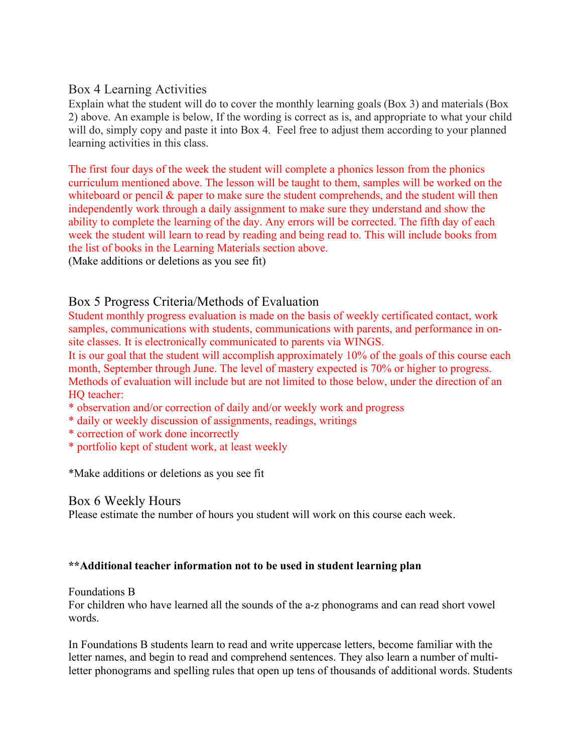## Box 4 Learning Activities

Explain what the student will do to cover the monthly learning goals (Box 3) and materials (Box 2) above. An example is below, If the wording is correct as is, and appropriate to what your child will do, simply copy and paste it into Box 4. Feel free to adjust them according to your planned learning activities in this class.

The first four days of the week the student will complete a phonics lesson from the phonics curriculum mentioned above. The lesson will be taught to them, samples will be worked on the whiteboard or pencil & paper to make sure the student comprehends, and the student will then independently work through a daily assignment to make sure they understand and show the ability to complete the learning of the day. Any errors will be corrected. The fifth day of each week the student will learn to read by reading and being read to. This will include books from the list of books in the Learning Materials section above.
(Make additions or deletions as you see fit)

## Box 5 Progress Criteria/Methods of Evaluation

Student monthly progress evaluation is made on the basis of weekly certificated contact, work samples, communications with students, communications with parents, and performance in on-site classes. It is electronically communicated to parents via WINGS.
It is our goal that the student will accomplish approximately 10% of the goals of this course each month, September through June. The level of mastery expected is 70% or higher to progress. Methods of evaluation will include but are not limited to those below, under the direction of an HQ teacher:

* observation and/or correction of daily and/or weekly work and progress
* daily or weekly discussion of assignments, readings, writings
* correction of work done incorrectly
* portfolio kept of student work, at least weekly

*Make additions or deletions as you see fit

## Box 6 Weekly Hours

Please estimate the number of hours you student will work on this course each week.

**\*\*Additional teacher information not to be used in student learning plan**

Foundations B
For children who have learned all the sounds of the a-z phonograms and can read short vowel words.

In Foundations B students learn to read and write uppercase letters, become familiar with the letter names, and begin to read and comprehend sentences. They also learn a number of multi-letter phonograms and spelling rules that open up tens of thousands of additional words. Students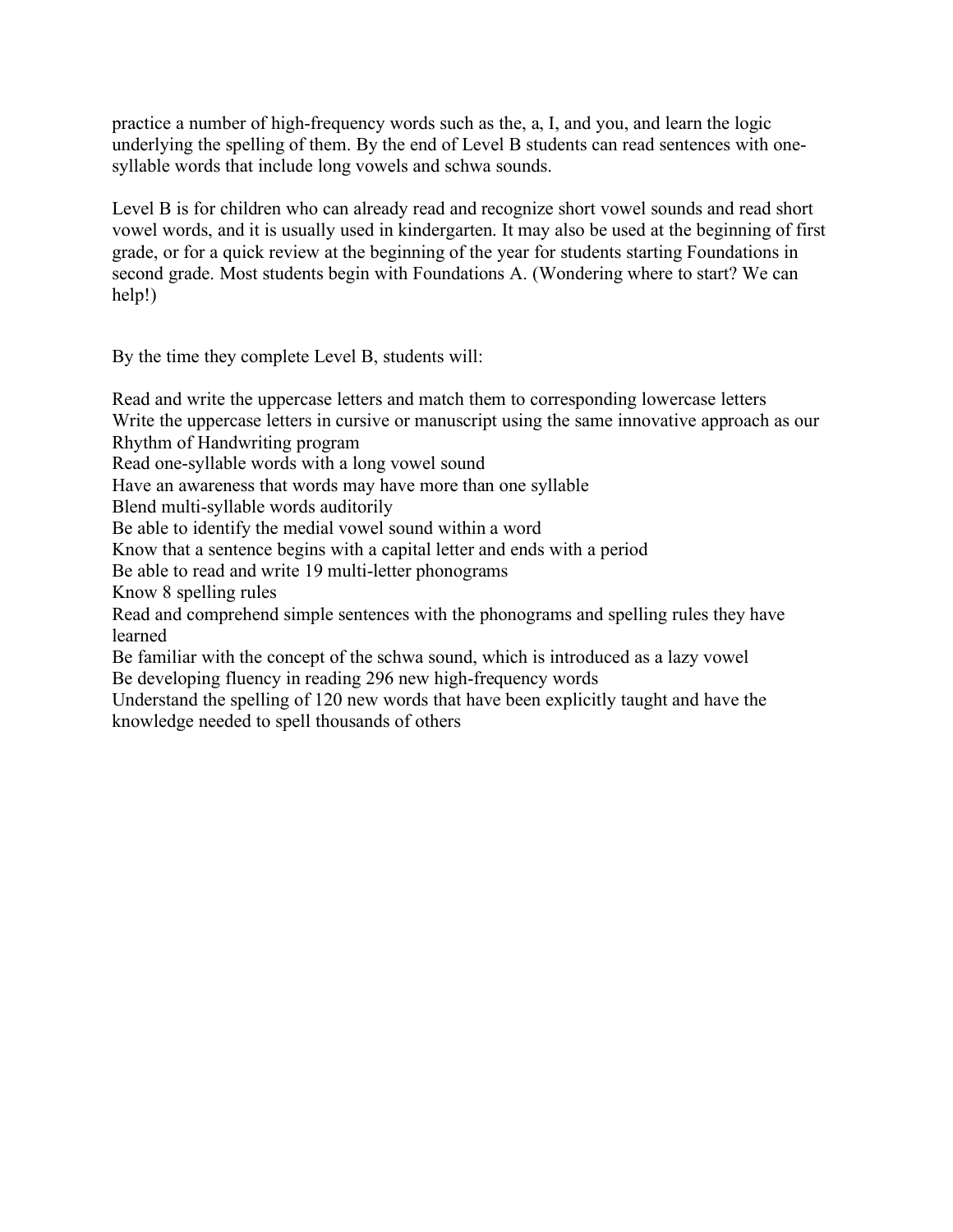practice a number of high-frequency words such as the, a, I, and you, and learn the logic underlying the spelling of them. By the end of Level B students can read sentences with one-syllable words that include long vowels and schwa sounds.

Level B is for children who can already read and recognize short vowel sounds and read short vowel words, and it is usually used in kindergarten. It may also be used at the beginning of first grade, or for a quick review at the beginning of the year for students starting Foundations in second grade. Most students begin with Foundations A. (Wondering where to start? We can help!)

By the time they complete Level B, students will:

Read and write the uppercase letters and match them to corresponding lowercase letters
Write the uppercase letters in cursive or manuscript using the same innovative approach as our Rhythm of Handwriting program
Read one-syllable words with a long vowel sound
Have an awareness that words may have more than one syllable
Blend multi-syllable words auditorily
Be able to identify the medial vowel sound within a word
Know that a sentence begins with a capital letter and ends with a period
Be able to read and write 19 multi-letter phonograms
Know 8 spelling rules
Read and comprehend simple sentences with the phonograms and spelling rules they have learned
Be familiar with the concept of the schwa sound, which is introduced as a lazy vowel
Be developing fluency in reading 296 new high-frequency words
Understand the spelling of 120 new words that have been explicitly taught and have the knowledge needed to spell thousands of others